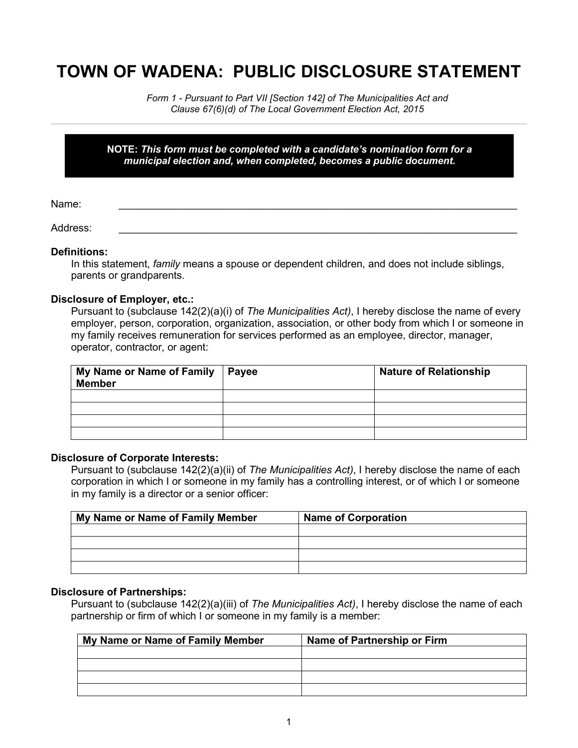# TOWN OF WADENA: PUBLIC DISCLOSURE STATEMENT

*Form 1 - Pursuant to Part VII [Section 142] of The Municipalities Act and Clause 67(6)(d) of The Local Government Election Act, 2015*

---

**NOTE:** ***This form must be completed with a candidate's nomination form for a municipal election and, when completed, becomes a public document.***

Name: ____________________________________________________________________________

Address: ____________________________________________________________________________

**Definitions:**

In this statement, *family* means a spouse or dependent children, and does not include siblings, parents or grandparents.

**Disclosure of Employer, etc.:**

Pursuant to (subclause 142(2)(a)(i) of *The Municipalities Act)*, I hereby disclose the name of every employer, person, corporation, organization, association, or other body from which I or someone in my family receives remuneration for services performed as an employee, director, manager, operator, contractor, or agent:

| My Name or Name of Family Member | Payee | Nature of Relationship |
|---|---|---|
| | | |
| | | |
| | | |
| | | |

**Disclosure of Corporate Interests:**

Pursuant to (subclause 142(2)(a)(ii) of *The Municipalities Act)*, I hereby disclose the name of each corporation in which I or someone in my family has a controlling interest, or of which I or someone in my family is a director or a senior officer:

| My Name or Name of Family Member | Name of Corporation |
|---|---|
| | |
| | |
| | |
| | |

**Disclosure of Partnerships:**

Pursuant to (subclause 142(2)(a)(iii) of *The Municipalities Act)*, I hereby disclose the name of each partnership or firm of which I or someone in my family is a member:

| My Name or Name of Family Member | Name of Partnership or Firm |
|---|---|
| | |
| | |
| | |
| | |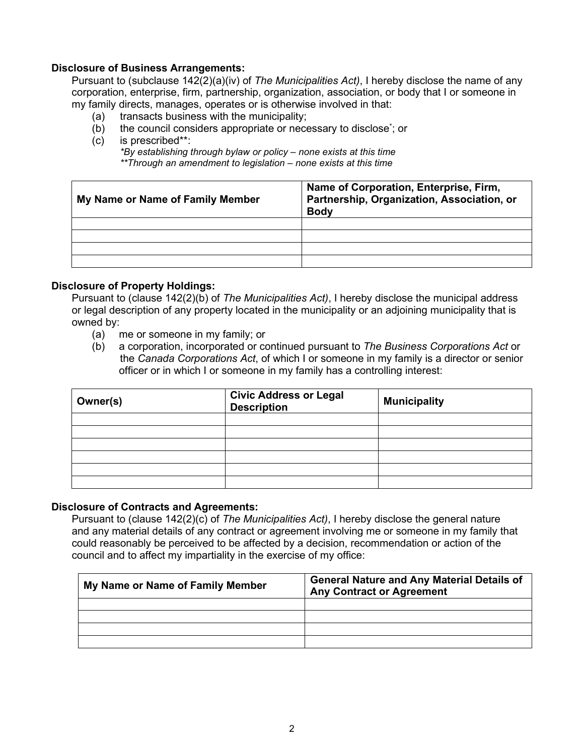**Disclosure of Business Arrangements:**

Pursuant to (subclause 142(2)(a)(iv) of *The Municipalities Act)*, I hereby disclose the name of any corporation, enterprise, firm, partnership, organization, association, or body that I or someone in my family directs, manages, operates or is otherwise involved in that:

(a) transacts business with the municipality;
(b) the council considers appropriate or necessary to disclose*; or
(c) is prescribed**:
*\*By establishing through bylaw or policy – none exists at this time*
*\*\*Through an amendment to legislation – none exists at this time*

| My Name or Name of Family Member | Name of Corporation, Enterprise, Firm, Partnership, Organization, Association, or Body |
|---|---|
| | |
| | |
| | |
| | |

**Disclosure of Property Holdings:**

Pursuant to (clause 142(2)(b) of *The Municipalities Act)*, I hereby disclose the municipal address or legal description of any property located in the municipality or an adjoining municipality that is owned by:

(a) me or someone in my family; or
(b) a corporation, incorporated or continued pursuant to *The Business Corporations Act* or the *Canada Corporations Act*, of which I or someone in my family is a director or senior officer or in which I or someone in my family has a controlling interest:

| Owner(s) | Civic Address or Legal Description | Municipality |
|---|---|---|
| | | |
| | | |
| | | |
| | | |
| | | |
| | | |

**Disclosure of Contracts and Agreements:**

Pursuant to (clause 142(2)(c) of *The Municipalities Act)*, I hereby disclose the general nature and any material details of any contract or agreement involving me or someone in my family that could reasonably be perceived to be affected by a decision, recommendation or action of the council and to affect my impartiality in the exercise of my office:

| My Name or Name of Family Member | General Nature and Any Material Details of Any Contract or Agreement |
|---|---|
| | |
| | |
| | |
| | |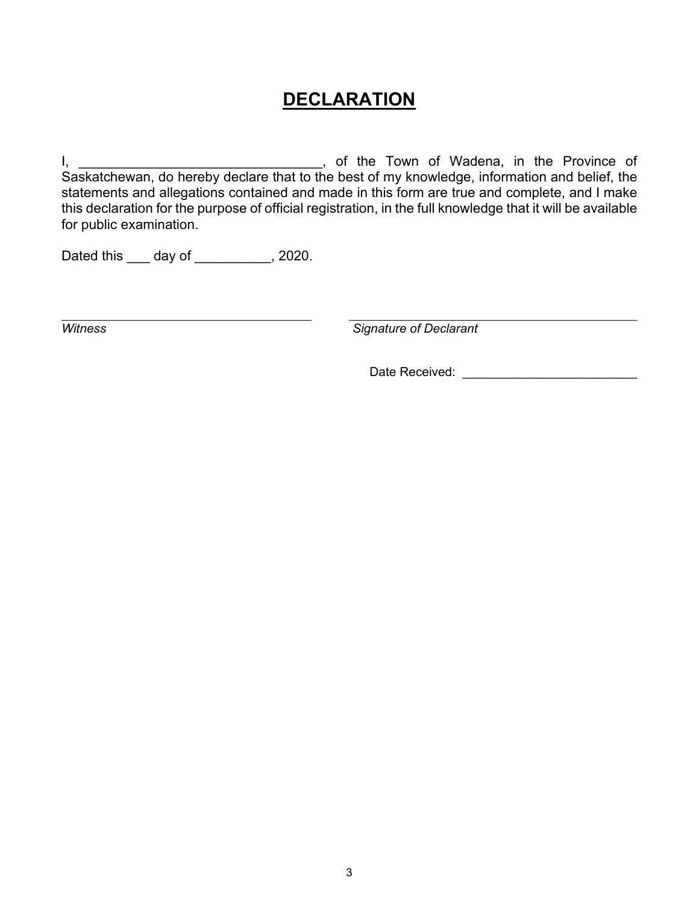# DECLARATION

I, _______________________________, of the Town of Wadena, in the Province of Saskatchewan, do hereby declare that to the best of my knowledge, information and belief, the statements and allegations contained and made in this form are true and complete, and I make this declaration for the purpose of official registration, in the full knowledge that it will be available for public examination.

Dated this ___ day of __________, 2020.

______________________________ ______________________________

*Witness* *Signature of Declarant*

Date Received: ________________________